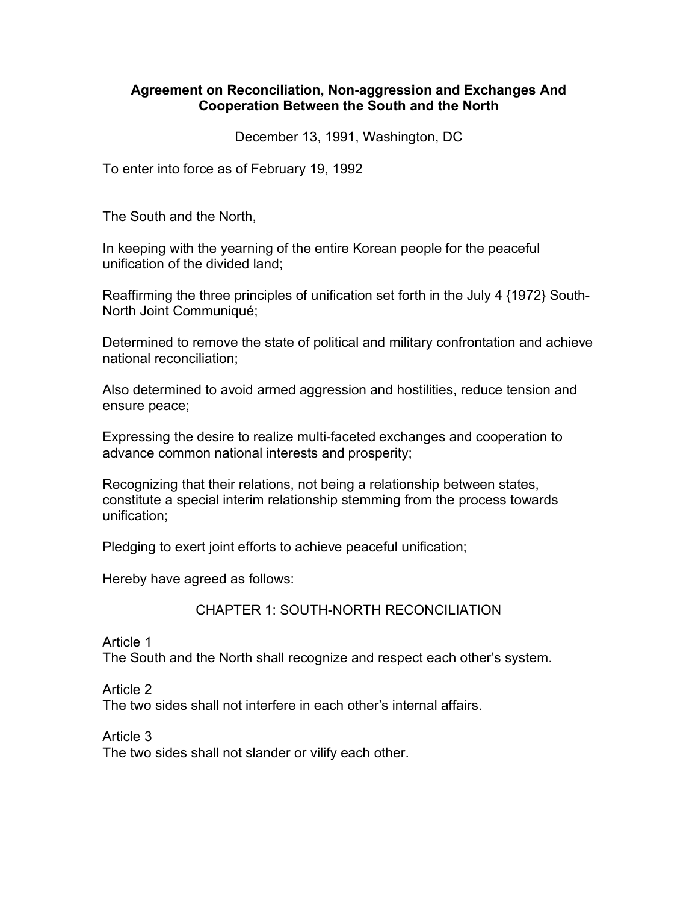# Agreement on Reconciliation, Non-aggression and Exchanges And Cooperation Between the South and the North

December 13, 1991, Washington, DC

To enter into force as of February 19, 1992

The South and the North,

In keeping with the yearning of the entire Korean people for the peaceful unification of the divided land;

Reaffirming the three principles of unification set forth in the July 4 {1972} South-North Joint Communiqué;

Determined to remove the state of political and military confrontation and achieve national reconciliation;

Also determined to avoid armed aggression and hostilities, reduce tension and ensure peace;

Expressing the desire to realize multi-faceted exchanges and cooperation to advance common national interests and prosperity;

Recognizing that their relations, not being a relationship between states, constitute a special interim relationship stemming from the process towards unification;

Pledging to exert joint efforts to achieve peaceful unification;

Hereby have agreed as follows:

## CHAPTER 1: SOUTH-NORTH RECONCILIATION

Article 1
The South and the North shall recognize and respect each other's system.

Article 2
The two sides shall not interfere in each other's internal affairs.

Article 3
The two sides shall not slander or vilify each other.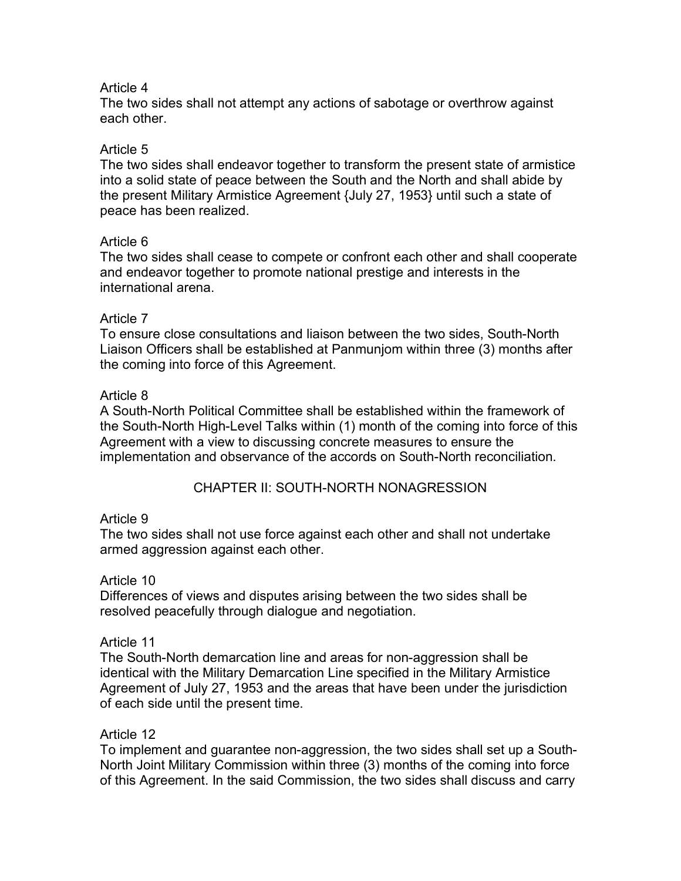Article 4
The two sides shall not attempt any actions of sabotage or overthrow against each other.

Article 5
The two sides shall endeavor together to transform the present state of armistice into a solid state of peace between the South and the North and shall abide by the present Military Armistice Agreement {July 27, 1953} until such a state of peace has been realized.

Article 6
The two sides shall cease to compete or confront each other and shall cooperate and endeavor together to promote national prestige and interests in the international arena.

Article 7
To ensure close consultations and liaison between the two sides, South-North Liaison Officers shall be established at Panmunjom within three (3) months after the coming into force of this Agreement.

Article 8
A South-North Political Committee shall be established within the framework of the South-North High-Level Talks within (1) month of the coming into force of this Agreement with a view to discussing concrete measures to ensure the implementation and observance of the accords on South-North reconciliation.

## CHAPTER II: SOUTH-NORTH NONAGRESSION

Article 9
The two sides shall not use force against each other and shall not undertake armed aggression against each other.

Article 10
Differences of views and disputes arising between the two sides shall be resolved peacefully through dialogue and negotiation.

Article 11
The South-North demarcation line and areas for non-aggression shall be identical with the Military Demarcation Line specified in the Military Armistice Agreement of July 27, 1953 and the areas that have been under the jurisdiction of each side until the present time.

Article 12
To implement and guarantee non-aggression, the two sides shall set up a South-North Joint Military Commission within three (3) months of the coming into force of this Agreement. In the said Commission, the two sides shall discuss and carry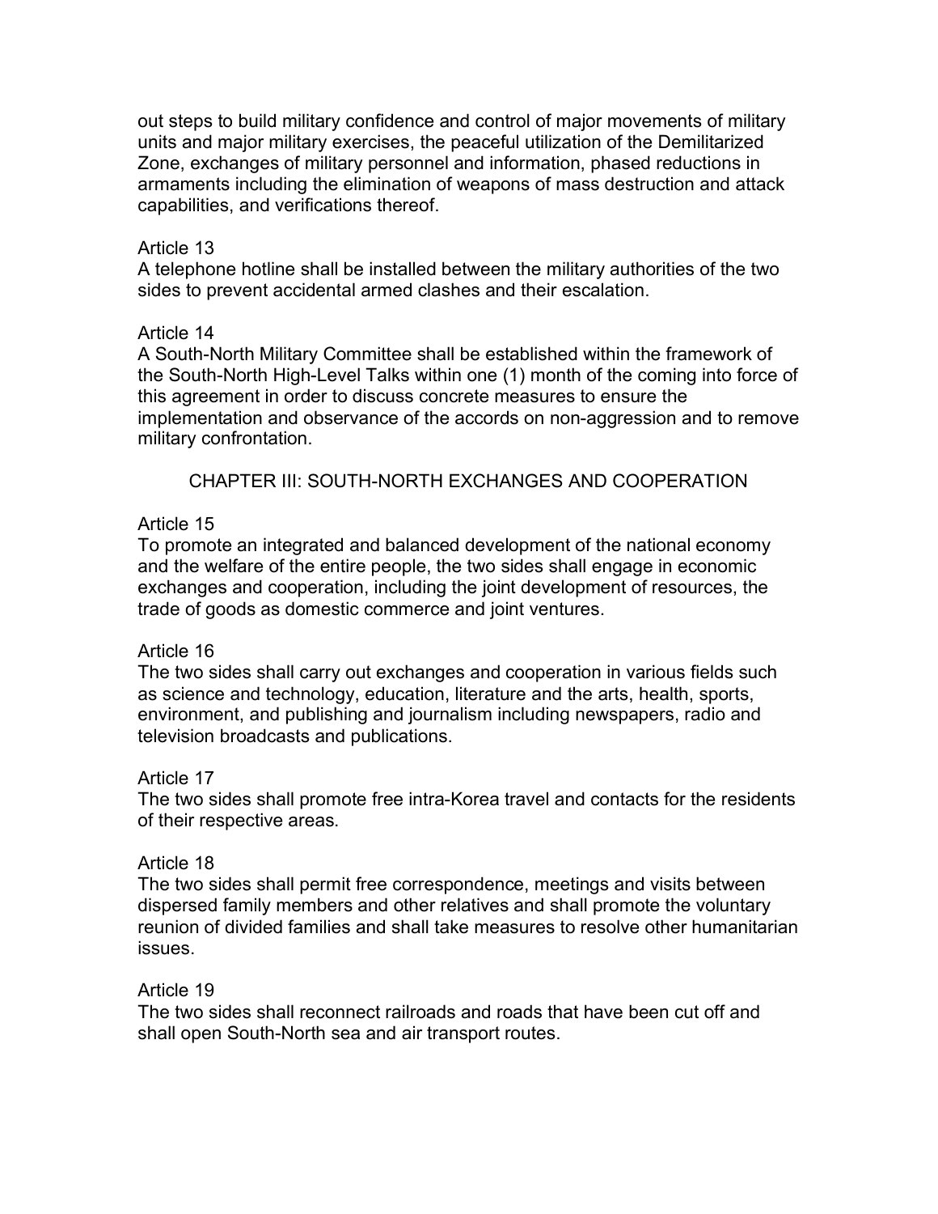out steps to build military confidence and control of major movements of military units and major military exercises, the peaceful utilization of the Demilitarized Zone, exchanges of military personnel and information, phased reductions in armaments including the elimination of weapons of mass destruction and attack capabilities, and verifications thereof.

Article 13
A telephone hotline shall be installed between the military authorities of the two sides to prevent accidental armed clashes and their escalation.

Article 14
A South-North Military Committee shall be established within the framework of the South-North High-Level Talks within one (1) month of the coming into force of this agreement in order to discuss concrete measures to ensure the implementation and observance of the accords on non-aggression and to remove military confrontation.

## CHAPTER III: SOUTH-NORTH EXCHANGES AND COOPERATION

Article 15
To promote an integrated and balanced development of the national economy and the welfare of the entire people, the two sides shall engage in economic exchanges and cooperation, including the joint development of resources, the trade of goods as domestic commerce and joint ventures.

Article 16
The two sides shall carry out exchanges and cooperation in various fields such as science and technology, education, literature and the arts, health, sports, environment, and publishing and journalism including newspapers, radio and television broadcasts and publications.

Article 17
The two sides shall promote free intra-Korea travel and contacts for the residents of their respective areas.

Article 18
The two sides shall permit free correspondence, meetings and visits between dispersed family members and other relatives and shall promote the voluntary reunion of divided families and shall take measures to resolve other humanitarian issues.

Article 19
The two sides shall reconnect railroads and roads that have been cut off and shall open South-North sea and air transport routes.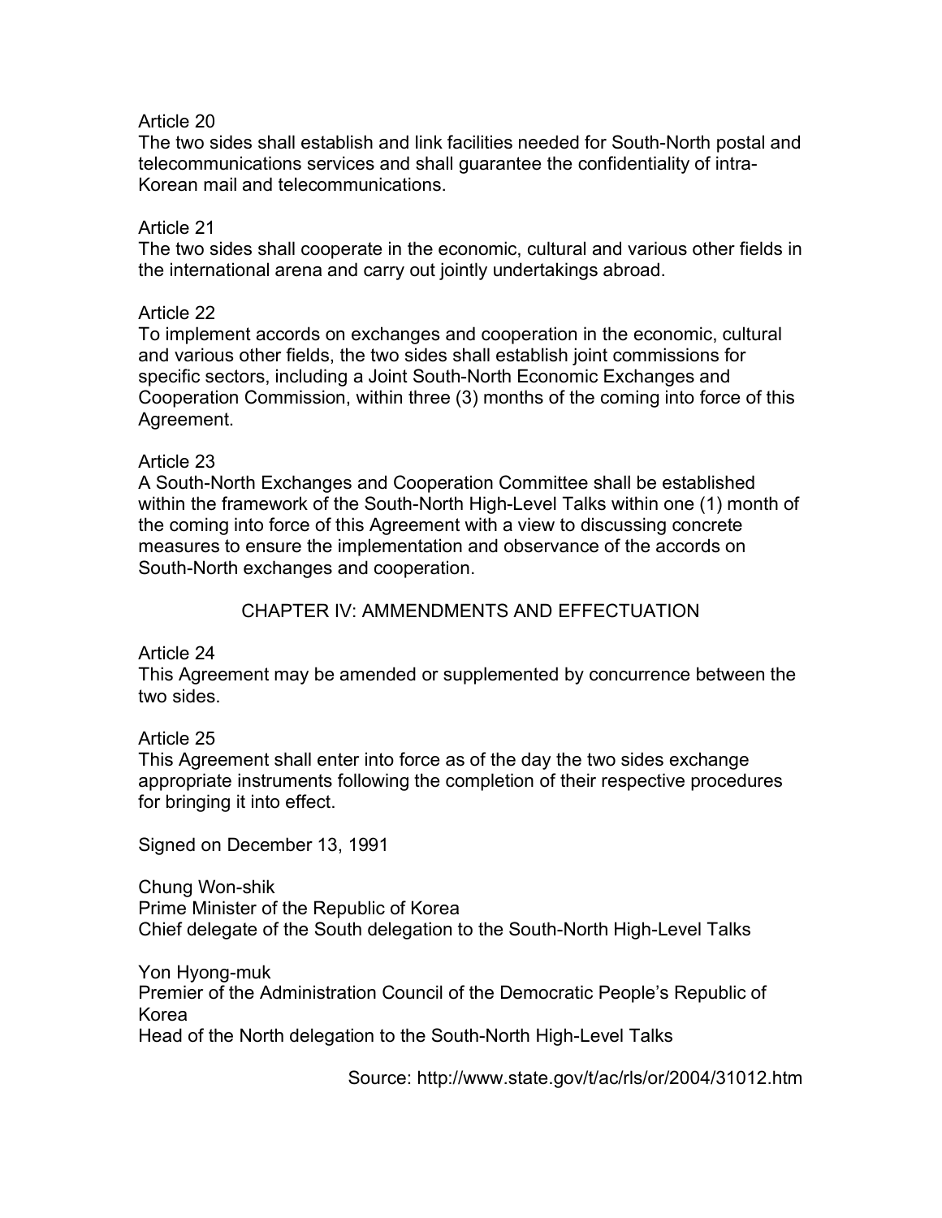Article 20

The two sides shall establish and link facilities needed for South-North postal and telecommunications services and shall guarantee the confidentiality of intra-Korean mail and telecommunications.

Article 21

The two sides shall cooperate in the economic, cultural and various other fields in the international arena and carry out jointly undertakings abroad.

Article 22

To implement accords on exchanges and cooperation in the economic, cultural and various other fields, the two sides shall establish joint commissions for specific sectors, including a Joint South-North Economic Exchanges and Cooperation Commission, within three (3) months of the coming into force of this Agreement.

Article 23

A South-North Exchanges and Cooperation Committee shall be established within the framework of the South-North High-Level Talks within one (1) month of the coming into force of this Agreement with a view to discussing concrete measures to ensure the implementation and observance of the accords on South-North exchanges and cooperation.

## CHAPTER IV: AMMENDMENTS AND EFFECTUATION

Article 24

This Agreement may be amended or supplemented by concurrence between the two sides.

Article 25

This Agreement shall enter into force as of the day the two sides exchange appropriate instruments following the completion of their respective procedures for bringing it into effect.

Signed on December 13, 1991

Chung Won-shik
Prime Minister of the Republic of Korea
Chief delegate of the South delegation to the South-North High-Level Talks

Yon Hyong-muk
Premier of the Administration Council of the Democratic People's Republic of Korea
Head of the North delegation to the South-North High-Level Talks

Source: http://www.state.gov/t/ac/rls/or/2004/31012.htm